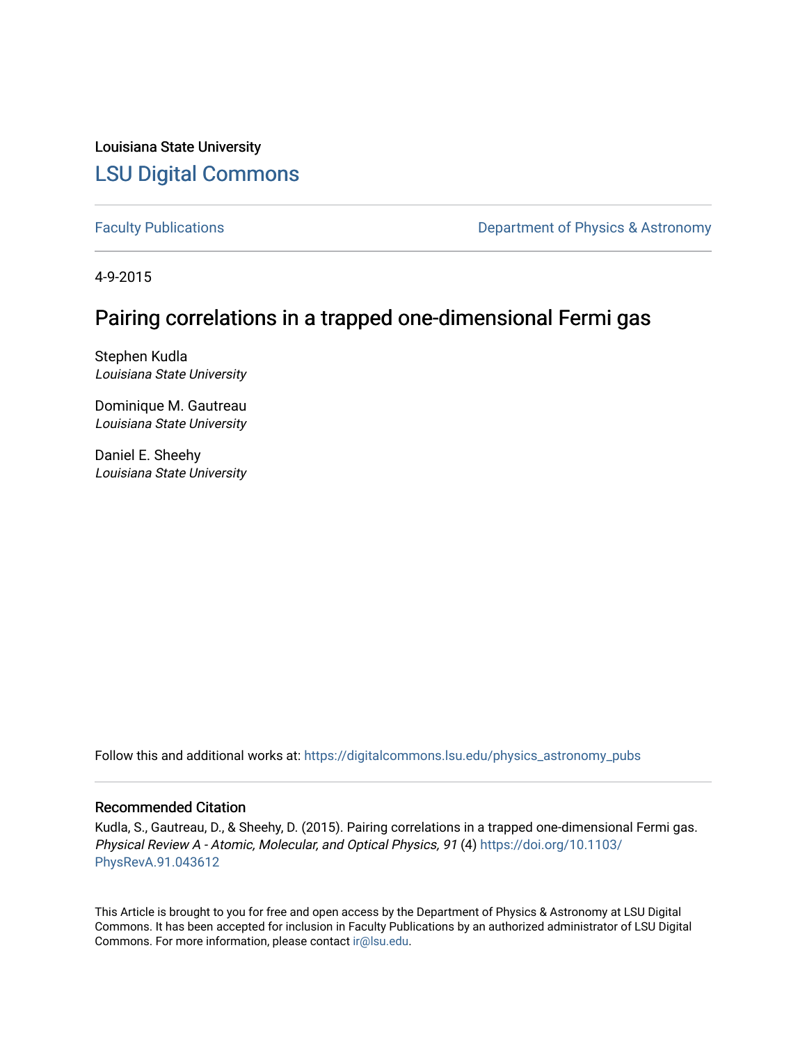Louisiana State University

# LSU Digital Commons

Faculty Publications | Department of Physics & Astronomy

4-9-2015

## Pairing correlations in a trapped one-dimensional Fermi gas

Stephen Kudla
*Louisiana State University*

Dominique M. Gautreau
*Louisiana State University*

Daniel E. Sheehy
*Louisiana State University*

Follow this and additional works at: https://digitalcommons.lsu.edu/physics_astronomy_pubs

### Recommended Citation

Kudla, S., Gautreau, D., & Sheehy, D. (2015). Pairing correlations in a trapped one-dimensional Fermi gas. *Physical Review A - Atomic, Molecular, and Optical Physics, 91* (4) https://doi.org/10.1103/PhysRevA.91.043612

This Article is brought to you for free and open access by the Department of Physics & Astronomy at LSU Digital Commons. It has been accepted for inclusion in Faculty Publications by an authorized administrator of LSU Digital Commons. For more information, please contact ir@lsu.edu.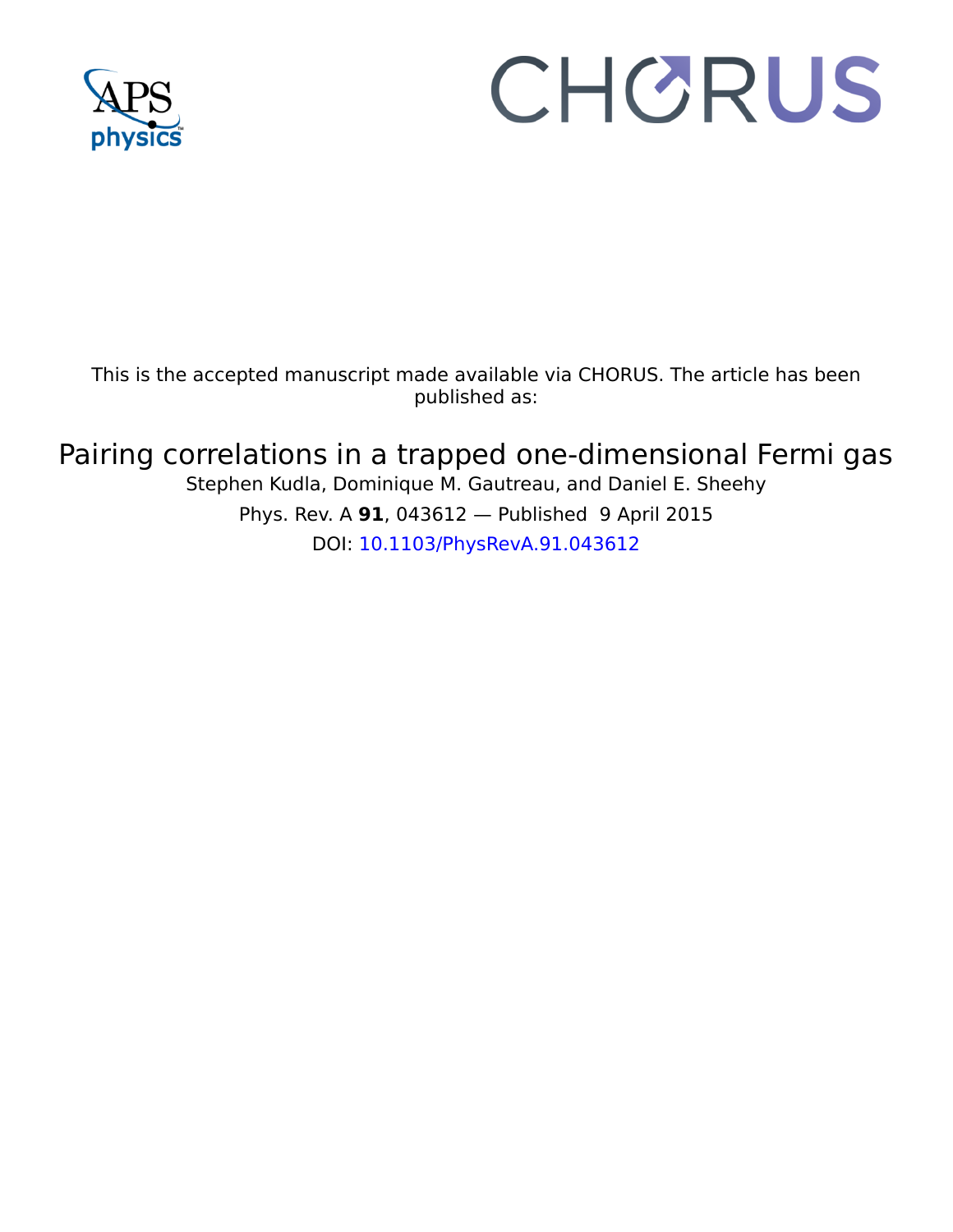This is the accepted manuscript made available via CHORUS. The article has been published as:

# Pairing correlations in a trapped one-dimensional Fermi gas

Stephen Kudla, Dominique M. Gautreau, and Daniel E. Sheehy

Phys. Rev. A **91**, 043612 — Published 9 April 2015

DOI: 10.1103/PhysRevA.91.043612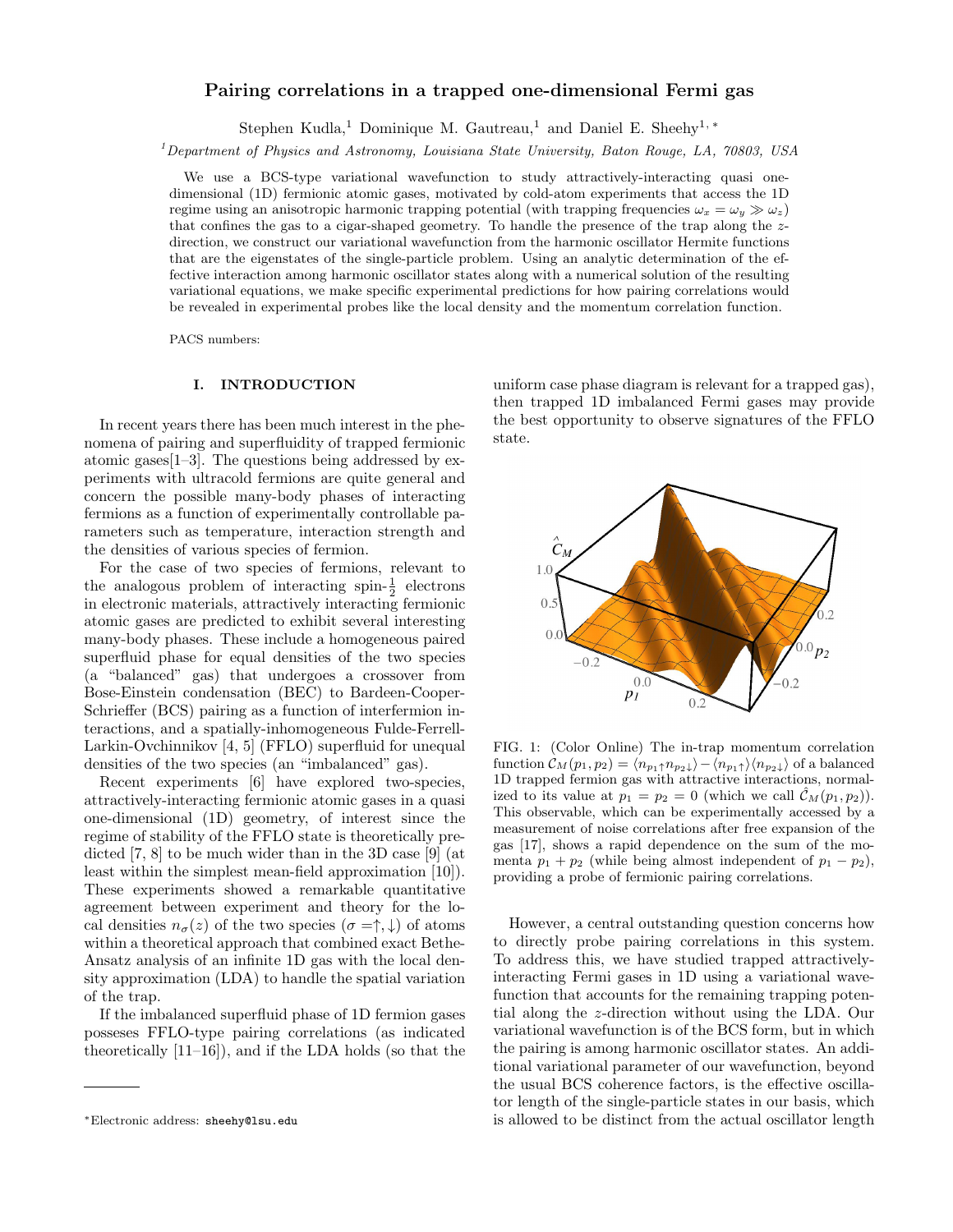# Pairing correlations in a trapped one-dimensional Fermi gas

Stephen Kudla,[1] Dominique M. Gautreau,[1] and Daniel E. Sheehy[1,*]

[1]*Department of Physics and Astronomy, Louisiana State University, Baton Rouge, LA, 70803, USA*

We use a BCS-type variational wavefunction to study attractively-interacting quasi one-dimensional (1D) fermionic atomic gases, motivated by cold-atom experiments that access the 1D regime using an anisotropic harmonic trapping potential (with trapping frequencies $\omega_x = \omega_y \gg \omega_z$) that confines the gas to a cigar-shaped geometry. To handle the presence of the trap along the $z$-direction, we construct our variational wavefunction from the harmonic oscillator Hermite functions that are the eigenstates of the single-particle problem. Using an analytic determination of the effective interaction among harmonic oscillator states along with a numerical solution of the resulting variational equations, we make specific experimental predictions for how pairing correlations would be revealed in experimental probes like the local density and the momentum correlation function.

PACS numbers:

## I. INTRODUCTION

In recent years there has been much interest in the phenomena of pairing and superfluidity of trapped fermionic atomic gases[1–3]. The questions being addressed by experiments with ultracold fermions are quite general and concern the possible many-body phases of interacting fermions as a function of experimentally controllable parameters such as temperature, interaction strength and the densities of various species of fermion.

For the case of two species of fermions, relevant to the analogous problem of interacting spin-$\frac{1}{2}$ electrons in electronic materials, attractively interacting fermionic atomic gases are predicted to exhibit several interesting many-body phases. These include a homogeneous paired superfluid phase for equal densities of the two species (a "balanced" gas) that undergoes a crossover from Bose-Einstein condensation (BEC) to Bardeen-Cooper-Schrieffer (BCS) pairing as a function of interfermion interactions, and a spatially-inhomogeneous Fulde-Ferrell-Larkin-Ovchinnikov [4, 5] (FFLO) superfluid for unequal densities of the two species (an "imbalanced" gas).

Recent experiments [6] have explored two-species, attractively-interacting fermionic atomic gases in a quasi one-dimensional (1D) geometry, of interest since the regime of stability of the FFLO state is theoretically predicted [7, 8] to be much wider than in the 3D case [9] (at least within the simplest mean-field approximation [10]). These experiments showed a remarkable quantitative agreement between experiment and theory for the local densities $n_\sigma(z)$ of the two species ($\sigma = \uparrow, \downarrow$) of atoms within a theoretical approach that combined exact Bethe-Ansatz analysis of an infinite 1D gas with the local density approximation (LDA) to handle the spatial variation of the trap.

If the imbalanced superfluid phase of 1D fermion gases posseses FFLO-type pairing correlations (as indicated theoretically [11–16]), and if the LDA holds (so that the uniform case phase diagram is relevant for a trapped gas), then trapped 1D imbalanced Fermi gases may provide the best opportunity to observe signatures of the FFLO state.

FIG. 1: (Color Online) The in-trap momentum correlation function $\mathcal{C}_M(p_1, p_2) = \langle n_{p_1\uparrow} n_{p_2\downarrow}\rangle - \langle n_{p_1\uparrow}\rangle\langle n_{p_2\downarrow}\rangle$ of a balanced 1D trapped fermion gas with attractive interactions, normalized to its value at $p_1 = p_2 = 0$ (which we call $\hat{\mathcal{C}}_M(p_1, p_2)$). This observable, which can be experimentally accessed by a measurement of noise correlations after free expansion of the gas [17], shows a rapid dependence on the sum of the momenta $p_1 + p_2$ (while being almost independent of $p_1 - p_2$), providing a probe of fermionic pairing correlations.

However, a central outstanding question concerns how to directly probe pairing correlations in this system. To address this, we have studied trapped attractively-interacting Fermi gases in 1D using a variational wavefunction that accounts for the remaining trapping potential along the $z$-direction without using the LDA. Our variational wavefunction is of the BCS form, but in which the pairing is among harmonic oscillator states. An additional variational parameter of our wavefunction, beyond the usual BCS coherence factors, is the effective oscillator length of the single-particle states in our basis, which is allowed to be distinct from the actual oscillator length

*Electronic address: sheehy@lsu.edu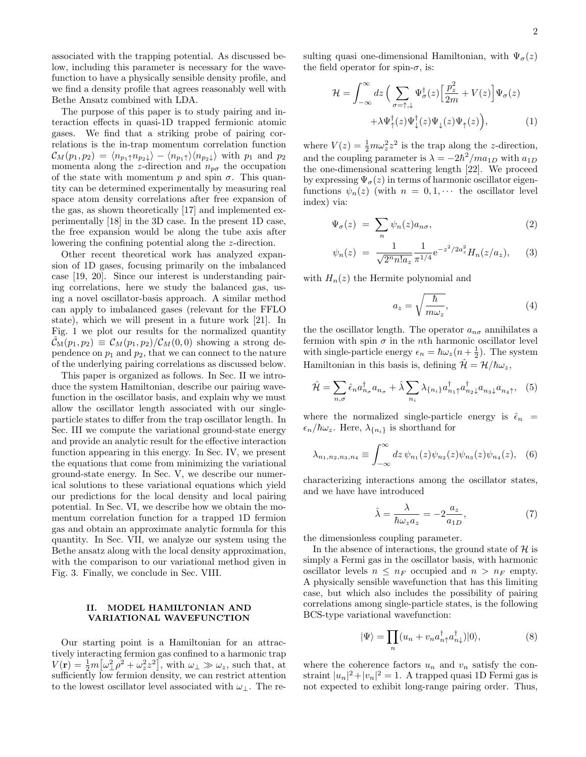associated with the trapping potential. As discussed below, including this parameter is necessary for the wavefunction to have a physically sensible density profile, and we find a density profile that agrees reasonably well with Bethe Ansatz combined with LDA.

The purpose of this paper is to study pairing and interaction effects in quasi-1D trapped fermionic atomic gases. We find that a striking probe of pairing correlations is the in-trap momentum correlation function $\mathcal{C}_M(p_1, p_2) = \langle n_{p_1\uparrow} n_{p_2\downarrow}\rangle - \langle n_{p_1\uparrow}\rangle\langle n_{p_2\downarrow}\rangle$ with $p_1$ and $p_2$ momenta along the $z$-direction and $n_{p\sigma}$ the occupation of the state with momentum $p$ and spin $\sigma$. This quantity can be determined experimentally by measuring real space atom density correlations after free expansion of the gas, as shown theoretically [17] and implemented experimentally [18] in the 3D case. In the present 1D case, the free expansion would be along the tube axis after lowering the confining potential along the $z$-direction.

Other recent theoretical work has analyzed expansion of 1D gases, focusing primarily on the imbalanced case [19, 20]. Since our interest is understanding pairing correlations, here we study the balanced gas, using a novel oscillator-basis approach. A similar method can apply to imbalanced gases (relevant for the FFLO state), which we will present in a future work [21]. In Fig. 1 we plot our results for the normalized quantity $\hat{\mathcal{C}}_{\rm M}(p_1, p_2) \equiv \mathcal{C}_M(p_1, p_2)/\mathcal{C}_M(0, 0)$ showing a strong dependence on $p_1$ and $p_2$, that we can connect to the nature of the underlying pairing correlations as discussed below.

This paper is organized as follows. In Sec. II we introduce the system Hamiltonian, describe our pairing wavefunction in the oscillator basis, and explain why we must allow the oscillator length associated with our single-particle states to differ from the trap oscillator length. In Sec. III we compute the variational ground-state energy and provide an analytic result for the effective interaction function appearing in this energy. In Sec. IV, we present the equations that come from minimizing the variational ground-state energy. In Sec. V, we describe our numerical solutions to these variational equations which yield our predictions for the local density and local pairing potential. In Sec. VI, we describe how we obtain the momentum correlation function for a trapped 1D fermion gas and obtain an approximate analytic formula for this quantity. In Sec. VII, we analyze our system using the Bethe ansatz along with the local density approximation, with the comparison to our variational method given in Fig. 3. Finally, we conclude in Sec. VIII.

## II. MODEL HAMILTONIAN AND VARIATIONAL WAVEFUNCTION

Our starting point is a Hamiltonian for an attractively interacting fermion gas confined to a harmonic trap $V(\mathbf{r}) = \frac{1}{2}m\big[\omega_\perp^2\rho^2 + \omega_z^2 z^2\big]$, with $\omega_\perp \gg \omega_z$, such that, at sufficiently low fermion density, we can restrict attention to the lowest oscillator level associated with $\omega_\perp$. The resulting quasi one-dimensional Hamiltonian, with $\Psi_\sigma(z)$ the field operator for spin-$\sigma$, is:

$$\mathcal{H} = \int_{-\infty}^{\infty} dz \Big( \sum_{\sigma=\uparrow,\downarrow} \Psi_\sigma^\dagger(z)\Big[\frac{p_z^2}{2m} + V(z)\Big]\Psi_\sigma(z) + \lambda \Psi_\uparrow^\dagger(z)\Psi_\downarrow^\dagger(z)\Psi_\downarrow(z)\Psi_\uparrow(z)\Big), \tag{1}$$

where $V(z) = \frac{1}{2}m\omega_z^2 z^2$ is the trap along the $z$-direction, and the coupling parameter is $\lambda = -2\hbar^2/ma_{1D}$ with $a_{1D}$ the one-dimensional scattering length [22]. We proceed by expressing $\Psi_\sigma(z)$ in terms of harmonic oscillator eigenfunctions $\psi_n(z)$ (with $n = 0, 1, \cdots$ the oscillator level index) via:

$$\Psi_\sigma(z) = \sum_n \psi_n(z) a_{n\sigma}, \tag{2}$$

$$\psi_n(z) = \frac{1}{\sqrt{2^n n! a_z}} \frac{1}{\pi^{1/4}} e^{-z^2/2a_z^2} H_n(z/a_z), \tag{3}$$

with $H_n(z)$ the Hermite polynomial and

$$a_z = \sqrt{\frac{\hbar}{m\omega_z}}, \tag{4}$$

the the oscillator length. The operator $a_{n\sigma}$ annihilates a fermion with spin $\sigma$ in the $n$th harmonic oscillator level with single-particle energy $\epsilon_n = \hbar\omega_z(n+\frac{1}{2})$. The system Hamiltonian in this basis is, defining $\hat{\mathcal{H}} = \mathcal{H}/\hbar\omega_z$,

$$\hat{\mathcal{H}} = \sum_{n,\sigma} \hat{\epsilon}_n a_{n\sigma}^\dagger a_{n\sigma} + \hat{\lambda} \sum_{n_i} \lambda_{\{n_i\}} a_{n_1\uparrow}^\dagger a_{n_2\downarrow}^\dagger a_{n_3\downarrow} a_{n_4\uparrow}, \tag{5}$$

where the normalized single-particle energy is $\hat{\epsilon}_n = \epsilon_n/\hbar\omega_z$. Here, $\lambda_{\{n_i\}}$ is shorthand for

$$\lambda_{n_1,n_2,n_3,n_4} \equiv \int_{-\infty}^{\infty} dz\, \psi_{n_1}(z)\psi_{n_2}(z)\psi_{n_3}(z)\psi_{n_4}(z), \tag{6}$$

characterizing interactions among the oscillator states, and we have have introduced

$$\hat{\lambda} = \frac{\lambda}{\hbar\omega_z a_z} = -2\frac{a_z}{a_{1D}}, \tag{7}$$

the dimensionless coupling parameter.

In the absence of interactions, the ground state of $\mathcal{H}$ is simply a Fermi gas in the oscillator basis, with harmonic oscillator levels $n \leq n_F$ occupied and $n > n_F$ empty. A physically sensible wavefunction that has this limiting case, but which also includes the possibility of pairing correlations among single-particle states, is the following BCS-type variational wavefunction:

$$|\Psi\rangle = \prod_n (u_n + v_n a_{n\uparrow}^\dagger a_{n\downarrow}^\dagger)|0\rangle, \tag{8}$$

where the coherence factors $u_n$ and $v_n$ satisfy the constraint $|u_n|^2 + |v_n|^2 = 1$. A trapped quasi 1D Fermi gas is not expected to exhibit long-range pairing order. Thus,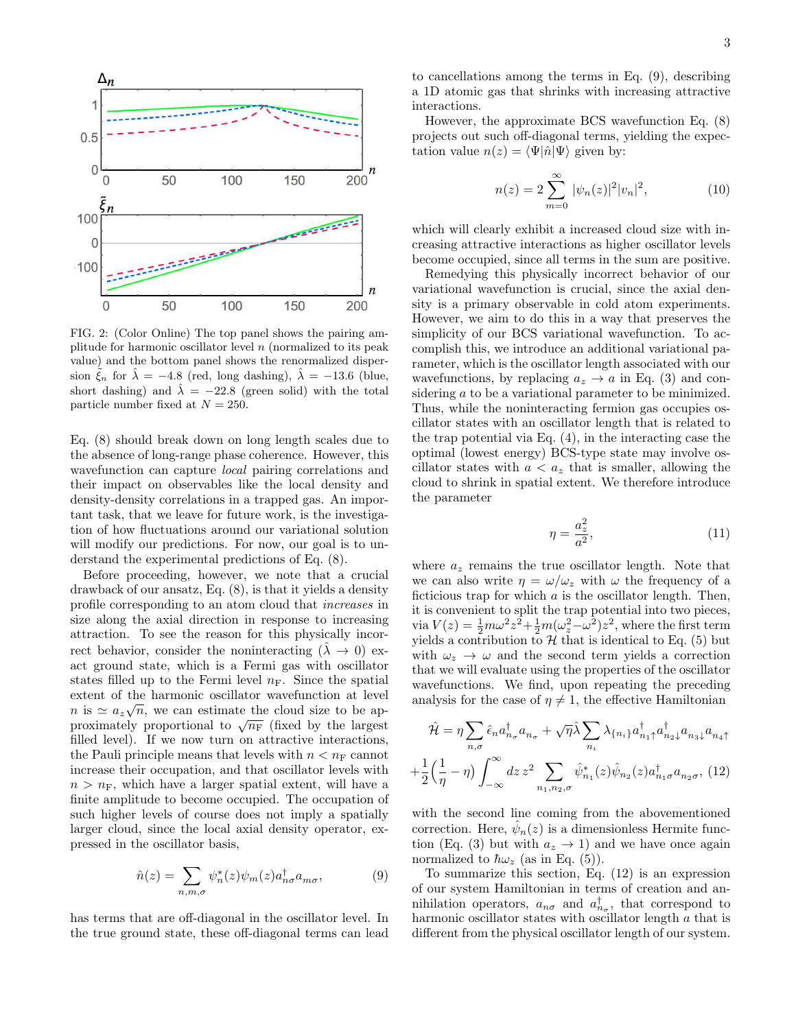FIG. 2: (Color Online) The top panel shows the pairing amplitude for harmonic oscillator level $n$ (normalized to its peak value) and the bottom panel shows the renormalized dispersion $\tilde{\xi}_n$ for $\hat{\lambda} = -4.8$ (red, long dashing), $\hat{\lambda} = -13.6$ (blue, short dashing) and $\hat{\lambda} = -22.8$ (green solid) with the total particle number fixed at $N = 250$.

Eq. (8) should break down on long length scales due to the absence of long-range phase coherence. However, this wavefunction can capture *local* pairing correlations and their impact on observables like the local density and density-density correlations in a trapped gas. An important task, that we leave for future work, is the investigation of how fluctuations around our variational solution will modify our predictions. For now, our goal is to understand the experimental predictions of Eq. (8).

Before proceeding, however, we note that a crucial drawback of our ansatz, Eq. (8), is that it yields a density profile corresponding to an atom cloud that *increases* in size along the axial direction in response to increasing attraction. To see the reason for this physically incorrect behavior, consider the noninteracting ($\hat{\lambda} \to 0$) exact ground state, which is a Fermi gas with oscillator states filled up to the Fermi level $n_{\rm F}$. Since the spatial extent of the harmonic oscillator wavefunction at level $n$ is $\simeq a_z\sqrt{n}$, we can estimate the cloud size to be approximately proportional to $\sqrt{n_{\rm F}}$ (fixed by the largest filled level). If we now turn on attractive interactions, the Pauli principle means that levels with $n < n_{\rm F}$ cannot increase their occupation, and that oscillator levels with $n > n_{\rm F}$, which have a larger spatial extent, will have a finite amplitude to become occupied. The occupation of such higher levels of course does not imply a spatially larger cloud, since the local axial density operator, expressed in the oscillator basis,

$$\hat{n}(z) = \sum_{n,m,\sigma} \psi_n^*(z)\psi_m(z) a_{n\sigma}^\dagger a_{m\sigma}, \tag{9}$$

has terms that are off-diagonal in the oscillator level. In the true ground state, these off-diagonal terms can lead to cancellations among the terms in Eq. (9), describing a 1D atomic gas that shrinks with increasing attractive interactions.

However, the approximate BCS wavefunction Eq. (8) projects out such off-diagonal terms, yielding the expectation value $n(z) = \langle \Psi|\hat{n}|\Psi\rangle$ given by:

$$n(z) = 2\sum_{m=0}^{\infty} |\psi_n(z)|^2 |v_n|^2, \tag{10}$$

which will clearly exhibit a increased cloud size with increasing attractive interactions as higher oscillator levels become occupied, since all terms in the sum are positive.

Remedying this physically incorrect behavior of our variational wavefunction is crucial, since the axial density is a primary observable in cold atom experiments. However, we aim to do this in a way that preserves the simplicity of our BCS variational wavefunction. To accomplish this, we introduce an additional variational parameter, which is the oscillator length associated with our wavefunctions, by replacing $a_z \to a$ in Eq. (3) and considering $a$ to be a variational parameter to be minimized. Thus, while the noninteracting fermion gas occupies oscillator states with an oscillator length that is related to the trap potential via Eq. (4), in the interacting case the optimal (lowest energy) BCS-type state may involve oscillator states with $a < a_z$ that is smaller, allowing the cloud to shrink in spatial extent. We therefore introduce the parameter

$$\eta = \frac{a_z^2}{a^2}, \tag{11}$$

where $a_z$ remains the true oscillator length. Note that we can also write $\eta = \omega/\omega_z$ with $\omega$ the frequency of a ficticious trap for which $a$ is the oscillator length. Then, it is convenient to split the trap potential into two pieces, via $V(z) = \frac{1}{2}m\omega^2 z^2 + \frac{1}{2}m(\omega_z^2 - \omega^2)z^2$, where the first term yields a contribution to $\mathcal{H}$ that is identical to Eq. (5) but with $\omega_z \to \omega$ and the second term yields a correction that we will evaluate using the properties of the oscillator wavefunctions. We find, upon repeating the preceding analysis for the case of $\eta \neq 1$, the effective Hamiltonian

$$\hat{\mathcal{H}} = \eta\sum_{n,\sigma} \hat{\epsilon}_n a_{n_\sigma}^\dagger a_{n_\sigma} + \sqrt{\eta}\hat{\lambda}\sum_{n_i} \lambda_{\{n_i\}} a_{n_1\uparrow}^\dagger a_{n_2\downarrow}^\dagger a_{n_3\downarrow} a_{n_4\uparrow}$$
$$+\frac{1}{2}\Big(\frac{1}{\eta} - \eta\Big)\int_{-\infty}^{\infty} dz\, z^2 \sum_{n_1,n_2,\sigma} \hat{\psi}_{n_1}^*(z)\hat{\psi}_{n_2}(z) a_{n_1\sigma}^\dagger a_{n_2\sigma}, \tag{12}$$

with the second line coming from the abovementioned correction. Here, $\hat{\psi}_n(z)$ is a dimensionless Hermite function (Eq. (3) but with $a_z \to 1$) and we have once again normalized to $\hbar\omega_z$ (as in Eq. (5)).

To summarize this section, Eq. (12) is an expression of our system Hamiltonian in terms of creation and annihilation operators, $a_{n\sigma}$ and $a_{n_\sigma}^\dagger$, that correspond to harmonic oscillator states with oscillator length $a$ that is different from the physical oscillator length of our system.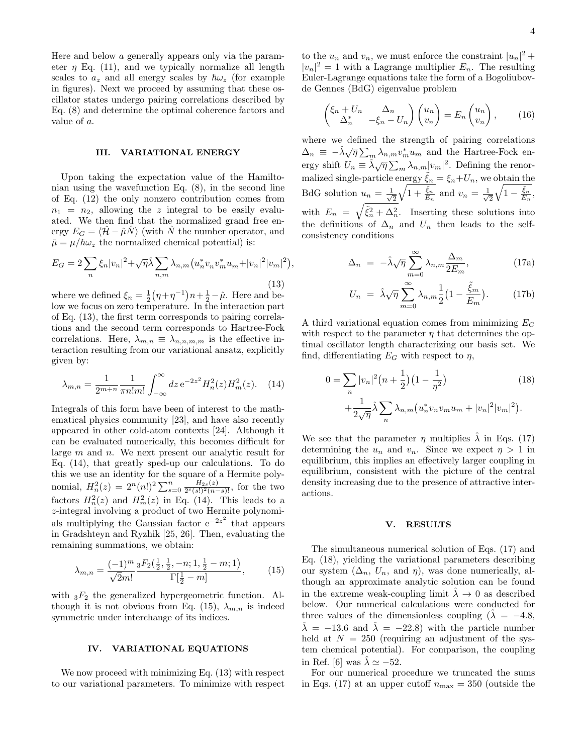Here and below $a$ generally appears only via the parameter $\eta$ Eq. (11), and we typically normalize all length scales to $a_z$ and all energy scales by $\hbar\omega_z$ (for example in figures). Next we proceed by assuming that these oscillator states undergo pairing correlations described by Eq. (8) and determine the optimal coherence factors and value of $a$.

## III. VARIATIONAL ENERGY

Upon taking the expectation value of the Hamiltonian using the wavefunction Eq. (8), in the second line of Eq. (12) the only nonzero contribution comes from $n_1 = n_2$, allowing the $z$ integral to be easily evaluated. We then find that the normalized grand free energy $E_G = \langle \hat{\mathcal{H}} - \hat{\mu}\hat{N}\rangle$ (with $\hat{N}$ the number operator, and $\hat{\mu} = \mu/\hbar\omega_z$ the normalized chemical potential) is:

$$E_G = 2\sum_n \xi_n |v_n|^2 + \sqrt{\eta}\hat{\lambda}\sum_{n,m}\lambda_{n,m}\big(u_n^* v_n v_m^* u_m + |v_n|^2|v_m|^2\big), \tag{13}$$

where we defined $\xi_n = \frac{1}{2}\big(\eta+\eta^{-1}\big)n + \frac{1}{2} - \hat{\mu}$. Here and below we focus on zero temperature. In the interaction part of Eq. (13), the first term corresponds to pairing correlations and the second term corresponds to Hartree-Fock correlations. Here, $\lambda_{m,n} \equiv \lambda_{n,n,m,m}$ is the effective interaction resulting from our variational ansatz, explicitly given by:

$$\lambda_{m,n} = \frac{1}{2^{m+n}}\frac{1}{\pi n! m!}\int_{-\infty}^{\infty} dz\, \mathrm{e}^{-2z^2} H_n^2(z) H_m^2(z). \tag{14}$$

Integrals of this form have been of interest to the mathematical physics community [23], and have also recently appeared in other cold-atom contexts [24]. Although it can be evaluated numerically, this becomes difficult for large $m$ and $n$. We next present our analytic result for Eq. (14), that greatly sped-up our calculations. To do this we use an identity for the square of a Hermite polynomial, $H_n^2(z) = 2^n(n!)^2\sum_{s=0}^{n}\frac{H_{2s}(z)}{2^s(s!)^2(n-s)!}$, for the two factors $H_n^2(z)$ and $H_m^2(z)$ in Eq. (14). This leads to a $z$-integral involving a product of two Hermite polynomials multiplying the Gaussian factor $\mathrm{e}^{-2z^2}$ that appears in Gradshteyn and Ryzhik [25, 26]. Then, evaluating the remaining summations, we obtain:

$$\lambda_{m,n} = \frac{(-1)^m}{\sqrt{2}m!}\frac{{}_3F_2\big(\frac{1}{2},\frac{1}{2},-n;1,\frac{1}{2}-m;1\big)}{\Gamma[\frac{1}{2}-m]}, \tag{15}$$

with ${}_3F_2$ the generalized hypergeometric function. Although it is not obvious from Eq. (15), $\lambda_{m,n}$ is indeed symmetric under interchange of its indices.

## IV. VARIATIONAL EQUATIONS

We now proceed with minimizing Eq. (13) with respect to our variational parameters. To minimize with respect to the $u_n$ and $v_n$, we must enforce the constraint $|u_n|^2 + |v_n|^2 = 1$ with a Lagrange multiplier $E_n$. The resulting Euler-Lagrange equations take the form of a Bogoliubov-de Gennes (BdG) eigenvalue problem

$$\begin{pmatrix} \xi_n + U_n & \Delta_n \\ \Delta_n^* & -\xi_n - U_n \end{pmatrix}\begin{pmatrix} u_n \\ v_n \end{pmatrix} = E_n \begin{pmatrix} u_n \\ v_n \end{pmatrix}, \tag{16}$$

where we defined the strength of pairing correlations $\Delta_n \equiv -\hat{\lambda}\sqrt{\eta}\sum_m \lambda_{n,m} v_m^* u_m$ and the Hartree-Fock energy shift $U_n \equiv \hat{\lambda}\sqrt{\eta}\sum_m \lambda_{n,m}|v_m|^2$. Defining the renormalized single-particle energy $\tilde{\xi}_n = \xi_n + U_n$, we obtain the BdG solution $u_n = \frac{1}{\sqrt{2}}\sqrt{1+\frac{\tilde{\xi}_n}{E_n}}$ and $v_n = \frac{1}{\sqrt{2}}\sqrt{1-\frac{\tilde{\xi}_n}{E_n}}$, with $E_n = \sqrt{\tilde{\xi}_n^2 + \Delta_n^2}$. Inserting these solutions into the definitions of $\Delta_n$ and $U_n$ then leads to the self-consistency conditions

$$\Delta_n = -\hat{\lambda}\sqrt{\eta}\sum_{m=0}^{\infty}\lambda_{n,m}\frac{\Delta_m}{2E_m}, \tag{17a}$$

$$U_n = \hat{\lambda}\sqrt{\eta}\sum_{m=0}^{\infty}\lambda_{n,m}\frac{1}{2}\big(1-\frac{\tilde{\xi}_m}{E_m}\big). \tag{17b}$$

A third variational equation comes from minimizing $E_G$ with respect to the parameter $\eta$ that determines the optimal oscillator length characterizing our basis set. We find, differentiating $E_G$ with respect to $\eta$,

$$\begin{aligned} 0 = &\sum_n |v_n|^2\big(n+\frac{1}{2}\big)\big(1-\frac{1}{\eta^2}\big) \\ &+ \frac{1}{2\sqrt{\eta}}\hat{\lambda}\sum_n \lambda_{n,m}\big(u_n^* v_n v_m u_m + |v_n|^2|v_m|^2\big). \end{aligned} \tag{18}$$

We see that the parameter $\eta$ multiplies $\hat{\lambda}$ in Eqs. (17) determining the $u_n$ and $v_n$. Since we expect $\eta > 1$ in equilibrium, this implies an effectively larger coupling in equilibrium, consistent with the picture of the central density increasing due to the presence of attractive interactions.

## V. RESULTS

The simultaneous numerical solution of Eqs. (17) and Eq. (18), yielding the variational parameters describing our system ($\Delta_n$, $U_n$, and $\eta$), was done numerically, although an approximate analytic solution can be found in the extreme weak-coupling limit $\hat{\lambda} \to 0$ as described below. Our numerical calculations were conducted for three values of the dimensionless coupling ($\hat{\lambda} = -4.8$, $\hat{\lambda} = -13.6$ and $\hat{\lambda} = -22.8$) with the particle number held at $N = 250$ (requiring an adjustment of the system chemical potential). For comparison, the coupling in Ref. [6] was $\hat{\lambda} \simeq -52$.

For our numerical procedure we truncated the sums in Eqs. (17) at an upper cutoff $n_{\max} = 350$ (outside the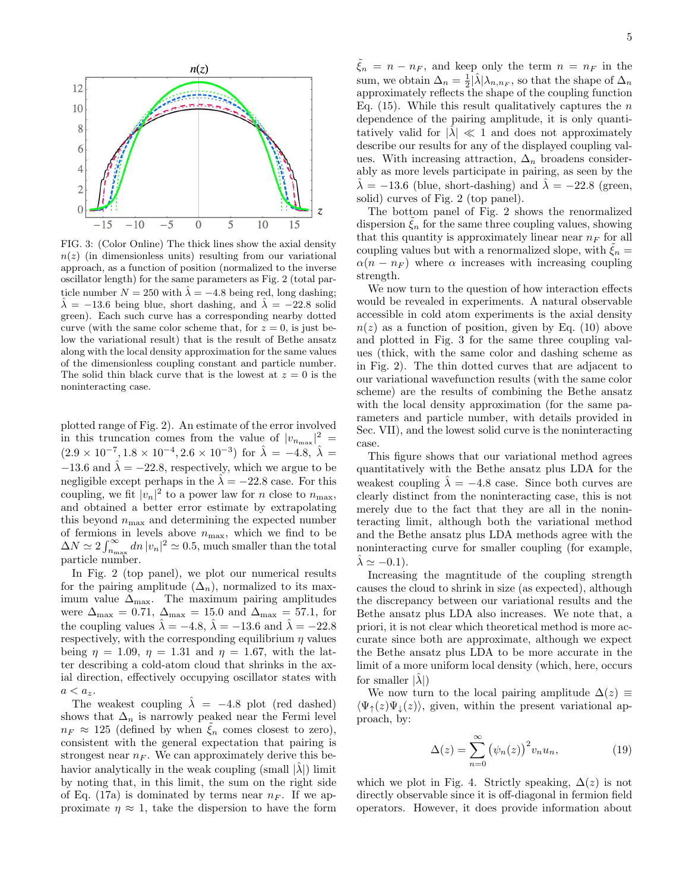FIG. 3: (Color Online) The thick lines show the axial density $n(z)$ (in dimensionless units) resulting from our variational approach, as a function of position (normalized to the inverse oscillator length) for the same parameters as Fig. 2 (total particle number $N = 250$ with $\hat{\lambda} = -4.8$ being red, long dashing; $\hat{\lambda} = -13.6$ being blue, short dashing, and $\hat{\lambda} = -22.8$ solid green). Each such curve has a corresponding nearby dotted curve (with the same color scheme that, for $z = 0$, is just below the variational result) that is the result of Bethe ansatz along with the local density approximation for the same values of the dimensionless coupling constant and particle number. The solid thin black curve that is the lowest at $z = 0$ is the noninteracting case.

plotted range of Fig. 2). An estimate of the error involved in this truncation comes from the value of $|v_{n_{\max}}|^2 = (2.9 \times 10^{-7}, 1.8 \times 10^{-4}, 2.6 \times 10^{-3})$ for $\hat{\lambda} = -4.8$, $\hat{\lambda} = -13.6$ and $\hat{\lambda} = -22.8$, respectively, which we argue to be negligible except perhaps in the $\hat{\lambda} = -22.8$ case. For this coupling, we fit $|v_n|^2$ to a power law for $n$ close to $n_{\max}$, and obtained a better error estimate by extrapolating this beyond $n_{\max}$ and determining the expected number of fermions in levels above $n_{\max}$, which we find to be $\Delta N \simeq 2\int_{n_{\max}}^{\infty} dn\, |v_n|^2 \simeq 0.5$, much smaller than the total particle number.

In Fig. 2 (top panel), we plot our numerical results for the pairing amplitude ($\Delta_n$), normalized to its maximum value $\Delta_{\max}$. The maximum pairing amplitudes were $\Delta_{\max} = 0.71$, $\Delta_{\max} = 15.0$ and $\Delta_{\max} = 57.1$, for the coupling values $\hat{\lambda} = -4.8$, $\hat{\lambda} = -13.6$ and $\hat{\lambda} = -22.8$ respectively, with the corresponding equilibrium $\eta$ values being $\eta = 1.09$, $\eta = 1.31$ and $\eta = 1.67$, with the latter describing a cold-atom cloud that shrinks in the axial direction, effectively occupying oscillator states with $a < a_z$.

The weakest coupling $\hat{\lambda} = -4.8$ plot (red dashed) shows that $\Delta_n$ is narrowly peaked near the Fermi level $n_F \approx 125$ (defined by when $\tilde{\xi}_n$ comes closest to zero), consistent with the general expectation that pairing is strongest near $n_F$. We can approximately derive this behavior analytically in the weak coupling (small $|\hat{\lambda}|$) limit by noting that, in this limit, the sum on the right side of Eq. (17a) is dominated by terms near $n_F$. If we approximate $\eta \approx 1$, take the dispersion to have the form $\tilde{\xi}_n = n - n_F$, and keep only the term $n = n_F$ in the sum, we obtain $\Delta_n = \frac{1}{2}|\hat{\lambda}|\lambda_{n,n_F}$, so that the shape of $\Delta_n$ approximately reflects the shape of the coupling function Eq. (15). While this result qualitatively captures the $n$ dependence of the pairing amplitude, it is only quantitatively valid for $|\hat{\lambda}| \ll 1$ and does not approximately describe our results for any of the displayed coupling values. With increasing attraction, $\Delta_n$ broadens considerably as more levels participate in pairing, as seen by the $\hat{\lambda} = -13.6$ (blue, short-dashing) and $\hat{\lambda} = -22.8$ (green, solid) curves of Fig. 2 (top panel).

The bottom panel of Fig. 2 shows the renormalized dispersion $\tilde{\xi}_n$ for the same three coupling values, showing that this quantity is approximately linear near $n_F$ for all coupling values but with a renormalized slope, with $\tilde{\xi}_n = \alpha(n - n_F)$ where $\alpha$ increases with increasing coupling strength.

We now turn to the question of how interaction effects would be revealed in experiments. A natural observable accessible in cold atom experiments is the axial density $n(z)$ as a function of position, given by Eq. (10) above and plotted in Fig. 3 for the same three coupling values (thick, with the same color and dashing scheme as in Fig. 2). The thin dotted curves that are adjacent to our variational wavefunction results (with the same color scheme) are the results of combining the Bethe ansatz with the local density approximation (for the same parameters and particle number, with details provided in Sec. VII), and the lowest solid curve is the noninteracting case.

This figure shows that our variational method agrees quantitatively with the Bethe ansatz plus LDA for the weakest coupling $\hat{\lambda} = -4.8$ case. Since both curves are clearly distinct from the noninteracting case, this is not merely due to the fact that they are all in the noninteracting limit, although both the variational method and the Bethe ansatz plus LDA methods agree with the noninteracting curve for smaller coupling (for example, $\hat{\lambda} \simeq -0.1$).

Increasing the magntitude of the coupling strength causes the cloud to shrink in size (as expected), although the discrepancy between our variational results and the Bethe ansatz plus LDA also increases. We note that, a priori, it is not clear which theoretical method is more accurate since both are approximate, although we expect the Bethe ansatz plus LDA to be more accurate in the limit of a more uniform local density (which, here, occurs for smaller $|\hat{\lambda}|$)

We now turn to the local pairing amplitude $\Delta(z) \equiv \langle \Psi_\uparrow(z)\Psi_\downarrow(z)\rangle$, given, within the present variational approach, by:

$$\Delta(z) = \sum_{n=0}^{\infty} \big(\psi_n(z)\big)^2 v_n u_n, \tag{19}$$

which we plot in Fig. 4. Strictly speaking, $\Delta(z)$ is not directly observable since it is off-diagonal in fermion field operators. However, it does provide information about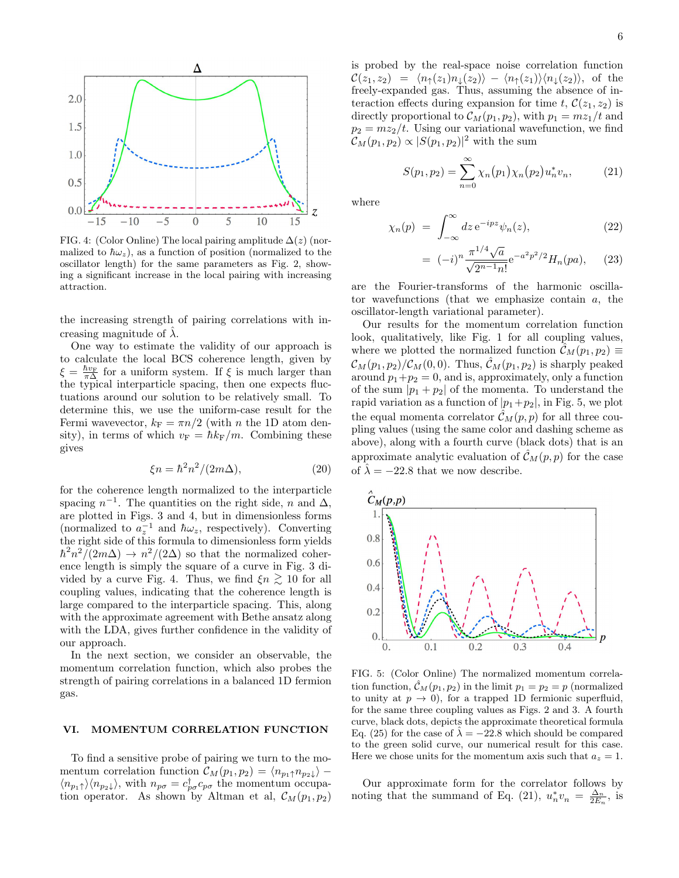FIG. 4: (Color Online) The local pairing amplitude $\Delta(z)$ (normalized to $\hbar\omega_z$), as a function of position (normalized to the oscillator length) for the same parameters as Fig. 2, showing a significant increase in the local pairing with increasing attraction.

the increasing strength of pairing correlations with increasing magnitude of $\hat{\lambda}$.

One way to estimate the validity of our approach is to calculate the local BCS coherence length, given by $\xi = \frac{\hbar v_F}{\pi \Delta}$ for a uniform system. If $\xi$ is much larger than the typical interparticle spacing, then one expects fluctuations around our solution to be relatively small. To determine this, we use the uniform-case result for the Fermi wavevector, $k_F = \pi n/2$ (with $n$ the 1D atom density), in terms of which $v_F = \hbar k_F/m$. Combining these gives

$$\xi n = \hbar^2 n^2/(2m\Delta), \tag{20}$$

for the coherence length normalized to the interparticle spacing $n^{-1}$. The quantities on the right side, $n$ and $\Delta$, are plotted in Figs. 3 and 4, but in dimensionless forms (normalized to $a_z^{-1}$ and $\hbar\omega_z$, respectively). Converting the right side of this formula to dimensionless form yields $\hbar^2 n^2/(2m\Delta) \to n^2/(2\Delta)$ so that the normalized coherence length is simply the square of a curve in Fig. 3 divided by a curve Fig. 4. Thus, we find $\xi n \gtrsim 10$ for all coupling values, indicating that the coherence length is large compared to the interparticle spacing. This, along with the approximate agreement with Bethe ansatz along with the LDA, gives further confidence in the validity of our approach.

In the next section, we consider an observable, the momentum correlation function, which also probes the strength of pairing correlations in a balanced 1D fermion gas.

## VI. MOMENTUM CORRELATION FUNCTION

To find a sensitive probe of pairing we turn to the momentum correlation function $\mathcal{C}_M(p_1,p_2) = \langle n_{p_1\uparrow} n_{p_2\downarrow}\rangle - \langle n_{p_1\uparrow}\rangle\langle n_{p_2\downarrow}\rangle$, with $n_{p\sigma} = c^\dagger_{p\sigma} c_{p\sigma}$ the momentum occupation operator. As shown by Altman et al, $\mathcal{C}_M(p_1,p_2)$ is probed by the real-space noise correlation function $\mathcal{C}(z_1,z_2) = \langle n_\uparrow(z_1) n_\downarrow(z_2)\rangle - \langle n_\uparrow(z_1)\rangle\langle n_\downarrow(z_2)\rangle$, of the freely-expanded gas. Thus, assuming the absence of interaction effects during expansion for time $t$, $\mathcal{C}(z_1,z_2)$ is directly proportional to $\mathcal{C}_M(p_1,p_2)$, with $p_1 = mz_1/t$ and $p_2 = mz_2/t$. Using our variational wavefunction, we find $\mathcal{C}_M(p_1,p_2) \propto |S(p_1,p_2)|^2$ with the sum

$$S(p_1,p_2) = \sum_{n=0}^{\infty} \chi_n(p_1)\chi_n(p_2) u_n^* v_n, \tag{21}$$

where

$$\chi_n(p) = \int_{-\infty}^{\infty} dz\, \mathrm{e}^{-ipz}\psi_n(z), \tag{22}$$

$$= (-i)^n \frac{\pi^{1/4}\sqrt{a}}{\sqrt{2^{n-1}n!}} \mathrm{e}^{-a^2p^2/2} H_n(pa), \tag{23}$$

are the Fourier-transforms of the harmonic oscillator wavefunctions (that we emphasize contain $a$, the oscillator-length variational parameter).

Our results for the momentum correlation function look, qualitatively, like Fig. 1 for all coupling values, where we plotted the normalized function $\hat{\mathcal{C}}_M(p_1,p_2) \equiv \mathcal{C}_M(p_1,p_2)/\mathcal{C}_M(0,0)$. Thus, $\hat{\mathcal{C}}_M(p_1,p_2)$ is sharply peaked around $p_1+p_2 = 0$, and is, approximately, only a function of the sum $|p_1+p_2|$ of the momenta. To understand the rapid variation as a function of $|p_1+p_2|$, in Fig. 5, we plot the equal momenta correlator $\hat{\mathcal{C}}_M(p,p)$ for all three coupling values (using the same color and dashing scheme as above), along with a fourth curve (black dots) that is an approximate analytic evaluation of $\hat{\mathcal{C}}_M(p,p)$ for the case of $\hat{\lambda} = -22.8$ that we now describe.

FIG. 5: (Color Online) The normalized momentum correlation function, $\hat{\mathcal{C}}_M(p_1,p_2)$ in the limit $p_1 = p_2 = p$ (normalized to unity at $p \to 0$), for a trapped 1D fermionic superfluid, for the same three coupling values as Figs. 2 and 3. A fourth curve, black dots, depicts the approximate theoretical formula Eq. (25) for the case of $\hat{\lambda} = -22.8$ which should be compared to the green solid curve, our numerical result for this case. Here we chose units for the momentum axis such that $a_z = 1$.

Our approximate form for the correlator follows by noting that the summand of Eq. (21), $u_n^* v_n = \frac{\Delta_n}{2E_n}$, is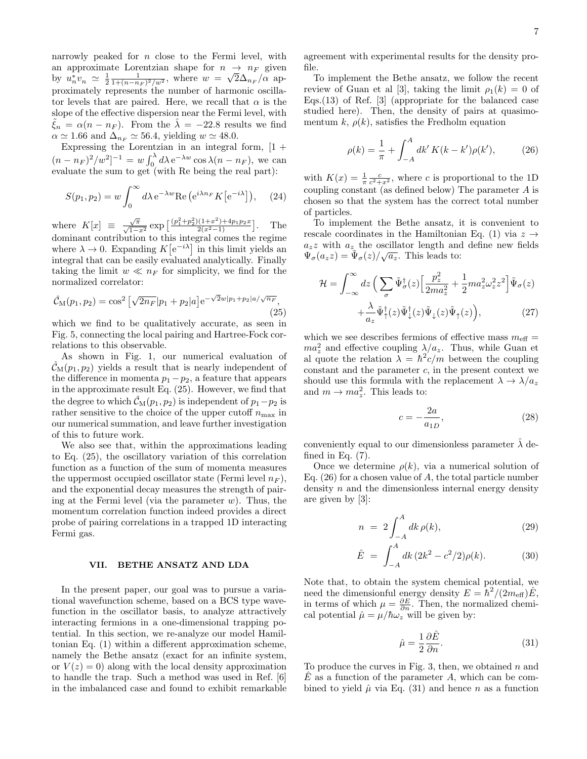narrowly peaked for $n$ close to the Fermi level, with an approximate Lorentzian shape for $n \to n_F$ given by $u_n^* v_n \simeq \frac{1}{2}\frac{1}{1+(n-n_F)^2/w^2}$, where $w = \sqrt{2}\Delta_{n_F}/\alpha$ approximately represents the number of harmonic oscillator levels that are paired. Here, we recall that $\alpha$ is the slope of the effective dispersion near the Fermi level, with $\tilde{\xi}_n = \alpha(n - n_F)$. From the $\hat{\lambda} = -22.8$ results we find $\alpha \simeq 1.66$ and $\Delta_{n_F} \simeq 56.4$, yielding $w \simeq 48.0$.

Expressing the Lorentzian in an integral form, $[1 + (n-n_F)^2/w^2]^{-1} = w\int_0^\lambda d\lambda\, \mathrm{e}^{-\lambda w}\cos\lambda(n-n_F)$, we can evaluate the sum to get (with Re being the real part):

$$S(p_1, p_2) = w\int_0^\infty d\lambda\, \mathrm{e}^{-\lambda w}\mathrm{Re}\left(\mathrm{e}^{i\lambda n_F} K\left[\mathrm{e}^{-i\lambda}\right]\right), \tag{24}$$

where $K[x] \equiv \frac{\sqrt{\pi}}{\sqrt{1-x^2}}\exp\left[\frac{(p_1^2+p_2^2)(1+x^2)+4p_1p_2x}{2(x^2-1)}\right]$. The dominant contribution to this integral comes the regime where $\lambda \to 0$. Expanding $K\left[\mathrm{e}^{-i\lambda}\right]$ in this limit yields an integral that can be easily evaluated analytically. Finally taking the limit $w \ll n_F$ for simplicity, we find for the normalized correlator:

$$\hat{\mathcal{C}}_{\mathrm{M}}(p_1, p_2) = \cos^2\left[\sqrt{2n_F}|p_1 + p_2|a\right]\mathrm{e}^{-\sqrt{2}w|p_1+p_2|a/\sqrt{n_F}}, \tag{25}$$

which we find to be qualitatively accurate, as seen in Fig. 5, connecting the local pairing and Hartree-Fock correlations to this observable.

As shown in Fig. 1, our numerical evaluation of $\hat{\mathcal{C}}_{\mathrm{M}}(p_1, p_2)$ yields a result that is nearly independent of the difference in momenta $p_1 - p_2$, a feature that appears in the approximate result Eq. (25). However, we find that the degree to which $\hat{\mathcal{C}}_{\mathrm{M}}(p_1, p_2)$ is independent of $p_1 - p_2$ is rather sensitive to the choice of the upper cutoff $n_{\max}$ in our numerical summation, and leave further investigation of this to future work.

We also see that, within the approximations leading to Eq. (25), the oscillatory variation of this correlation function as a function of the sum of momenta measures the uppermost occupied oscillator state (Fermi level $n_F$), and the exponential decay measures the strength of pairing at the Fermi level (via the parameter $w$). Thus, the momentum correlation function indeed provides a direct probe of pairing correlations in a trapped 1D interacting Fermi gas.

## VII. BETHE ANSATZ AND LDA

In the present paper, our goal was to pursue a variational wavefunction scheme, based on a BCS type wavefunction in the oscillator basis, to analyze attractively interacting fermions in a one-dimensional trapping potential. In this section, we re-analyze our model Hamiltonian Eq. (1) within a different approximation scheme, namely the Bethe ansatz (exact for an infinite system, or $V(z) = 0$) along with the local density approximation to handle the trap. Such a method was used in Ref. [6] in the imbalanced case and found to exhibit remarkable agreement with experimental results for the density profile.

To implement the Bethe ansatz, we follow the recent review of Guan et al [3], taking the limit $\rho_1(k) = 0$ of Eqs.(13) of Ref. [3] (appropriate for the balanced case studied here). Then, the density of pairs at quasimomentum $k$, $\rho(k)$, satisfies the Fredholm equation

$$\rho(k) = \frac{1}{\pi} + \int_{-A}^{A} dk'\, K(k-k')\rho(k'), \tag{26}$$

with $K(x) = \frac{1}{\pi}\frac{c}{c^2+x^2}$, where $c$ is proportional to the 1D coupling constant (as defined below) The parameter $A$ is chosen so that the system has the correct total number of particles.

To implement the Bethe ansatz, it is convenient to rescale coordinates in the Hamiltonian Eq. (1) via $z \to a_z z$ with $a_z$ the oscillator length and define new fields $\Psi_\sigma(a_z z) = \tilde{\Psi}_\sigma(z)/\sqrt{a_z}$. This leads to:

$$\begin{aligned}\mathcal{H} = \int_{-\infty}^{\infty} dz\, \Big(\sum_\sigma \tilde{\Psi}_\sigma^\dagger(z)\Big[\frac{p_z^2}{2ma_z^2} + \frac{1}{2}ma_z^2\omega_z^2 z^2\Big]\tilde{\Psi}_\sigma(z) \\ + \frac{\lambda}{a_z}\tilde{\Psi}_\uparrow^\dagger(z)\tilde{\Psi}_\downarrow^\dagger(z)\tilde{\Psi}_\downarrow(z)\tilde{\Psi}_\uparrow(z)\Big),\end{aligned} \tag{27}$$

which we see describes fermions of effective mass $m_{\mathrm{eff}} = ma_z^2$ and effective coupling $\lambda/a_z$. Thus, while Guan et al quote the relation $\lambda = \hbar^2 c/m$ between the coupling constant and the parameter $c$, in the present context we should use this formula with the replacement $\lambda \to \lambda/a_z$ and $m \to ma_z^2$. This leads to:

$$c = -\frac{2a}{a_{1D}}, \tag{28}$$

conveniently equal to our dimensionless parameter $\hat{\lambda}$ defined in Eq. (7).

Once we determine $\rho(k)$, via a numerical solution of Eq. (26) for a chosen value of $A$, the total particle number density $n$ and the dimensionless internal energy density are given by [3]:

$$n = 2\int_{-A}^{A} dk\, \rho(k), \tag{29}$$

$$\hat{E} = \int_{-A}^{A} dk\, (2k^2 - c^2/2)\rho(k). \tag{30}$$

Note that, to obtain the system chemical potential, we need the dimensionful energy density $E = \hbar^2/(2m_{\mathrm{eff}})\hat{E}$, in terms of which $\mu = \frac{\partial E}{\partial n}$. Then, the normalized chemical potential $\hat{\mu} = \mu/\hbar\omega_z$ will be given by:

$$\hat{\mu} = \frac{1}{2}\frac{\partial \hat{E}}{\partial n}. \tag{31}$$

To produce the curves in Fig. 3, then, we obtained $n$ and $\hat{E}$ as a function of the parameter $A$, which can be combined to yield $\hat{\mu}$ via Eq. (31) and hence $n$ as a function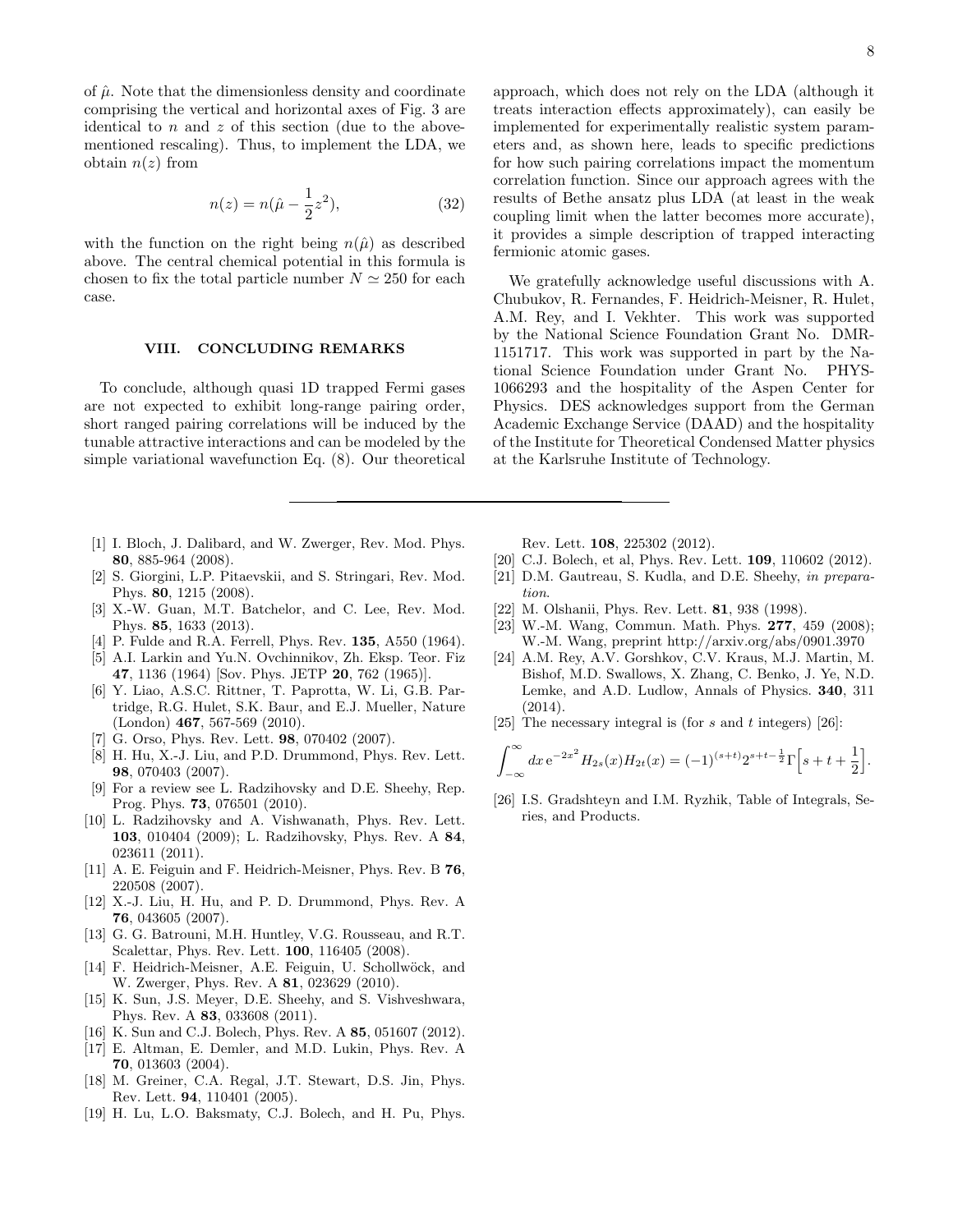of $\hat{\mu}$. Note that the dimensionless density and coordinate comprising the vertical and horizontal axes of Fig. 3 are identical to $n$ and $z$ of this section (due to the above-mentioned rescaling). Thus, to implement the LDA, we obtain $n(z)$ from

$$n(z) = n(\hat{\mu} - \frac{1}{2}z^2), \tag{32}$$

with the function on the right being $n(\hat{\mu})$ as described above. The central chemical potential in this formula is chosen to fix the total particle number $N \simeq 250$ for each case.

## VIII. CONCLUDING REMARKS

To conclude, although quasi 1D trapped Fermi gases are not expected to exhibit long-range pairing order, short ranged pairing correlations will be induced by the tunable attractive interactions and can be modeled by the simple variational wavefunction Eq. (8). Our theoretical approach, which does not rely on the LDA (although it treats interaction effects approximately), can easily be implemented for experimentally realistic system parameters and, as shown here, leads to specific predictions for how such pairing correlations impact the momentum correlation function. Since our approach agrees with the results of Bethe ansatz plus LDA (at least in the weak coupling limit when the latter becomes more accurate), it provides a simple description of trapped interacting fermionic atomic gases.

We gratefully acknowledge useful discussions with A. Chubukov, R. Fernandes, F. Heidrich-Meisner, R. Hulet, A.M. Rey, and I. Vekhter. This work was supported by the National Science Foundation Grant No. DMR-1151717. This work was supported in part by the National Science Foundation under Grant No. PHYS-1066293 and the hospitality of the Aspen Center for Physics. DES acknowledges support from the German Academic Exchange Service (DAAD) and the hospitality of the Institute for Theoretical Condensed Matter physics at the Karlsruhe Institute of Technology.

---

[1] I. Bloch, J. Dalibard, and W. Zwerger, Rev. Mod. Phys. **80**, 885-964 (2008).

[2] S. Giorgini, L.P. Pitaevskii, and S. Stringari, Rev. Mod. Phys. **80**, 1215 (2008).

[3] X.-W. Guan, M.T. Batchelor, and C. Lee, Rev. Mod. Phys. **85**, 1633 (2013).

[4] P. Fulde and R.A. Ferrell, Phys. Rev. **135**, A550 (1964).

[5] A.I. Larkin and Yu.N. Ovchinnikov, Zh. Eksp. Teor. Fiz **47**, 1136 (1964) [Sov. Phys. JETP **20**, 762 (1965)].

[6] Y. Liao, A.S.C. Rittner, T. Paprotta, W. Li, G.B. Partridge, R.G. Hulet, S.K. Baur, and E.J. Mueller, Nature (London) **467**, 567-569 (2010).

[7] G. Orso, Phys. Rev. Lett. **98**, 070402 (2007).

[8] H. Hu, X.-J. Liu, and P.D. Drummond, Phys. Rev. Lett. **98**, 070403 (2007).

[9] For a review see L. Radzihovsky and D.E. Sheehy, Rep. Prog. Phys. **73**, 076501 (2010).

[10] L. Radzihovsky and A. Vishwanath, Phys. Rev. Lett. **103**, 010404 (2009); L. Radzihovsky, Phys. Rev. A **84**, 023611 (2011).

[11] A. E. Feiguin and F. Heidrich-Meisner, Phys. Rev. B **76**, 220508 (2007).

[12] X.-J. Liu, H. Hu, and P. D. Drummond, Phys. Rev. A **76**, 043605 (2007).

[13] G. G. Batrouni, M.H. Huntley, V.G. Rousseau, and R.T. Scalettar, Phys. Rev. Lett. **100**, 116405 (2008).

[14] F. Heidrich-Meisner, A.E. Feiguin, U. Schollwöck, and W. Zwerger, Phys. Rev. A **81**, 023629 (2010).

[15] K. Sun, J.S. Meyer, D.E. Sheehy, and S. Vishveshwara, Phys. Rev. A **83**, 033608 (2011).

[16] K. Sun and C.J. Bolech, Phys. Rev. A **85**, 051607 (2012).

[17] E. Altman, E. Demler, and M.D. Lukin, Phys. Rev. A **70**, 013603 (2004).

[18] M. Greiner, C.A. Regal, J.T. Stewart, D.S. Jin, Phys. Rev. Lett. **94**, 110401 (2005).

[19] H. Lu, L.O. Baksmaty, C.J. Bolech, and H. Pu, Phys. Rev. Lett. **108**, 225302 (2012).

[20] C.J. Bolech, et al, Phys. Rev. Lett. **109**, 110602 (2012).

[21] D.M. Gautreau, S. Kudla, and D.E. Sheehy, *in preparation*.

[22] M. Olshanii, Phys. Rev. Lett. **81**, 938 (1998).

[23] W.-M. Wang, Commun. Math. Phys. **277**, 459 (2008); W.-M. Wang, preprint http://arxiv.org/abs/0901.3970

[24] A.M. Rey, A.V. Gorshkov, C.V. Kraus, M.J. Martin, M. Bishof, M.D. Swallows, X. Zhang, C. Benko, J. Ye, N.D. Lemke, and A.D. Ludlow, Annals of Physics. **340**, 311 (2014).

[25] The necessary integral is (for $s$ and $t$ integers) [26]:

$$\int_{-\infty}^{\infty} dx\, e^{-2x^2} H_{2s}(x) H_{2t}(x) = (-1)^{(s+t)} 2^{s+t-\frac{1}{2}} \Gamma\Big[s+t+\frac{1}{2}\Big].$$

[26] I.S. Gradshteyn and I.M. Ryzhik, Table of Integrals, Series, and Products.